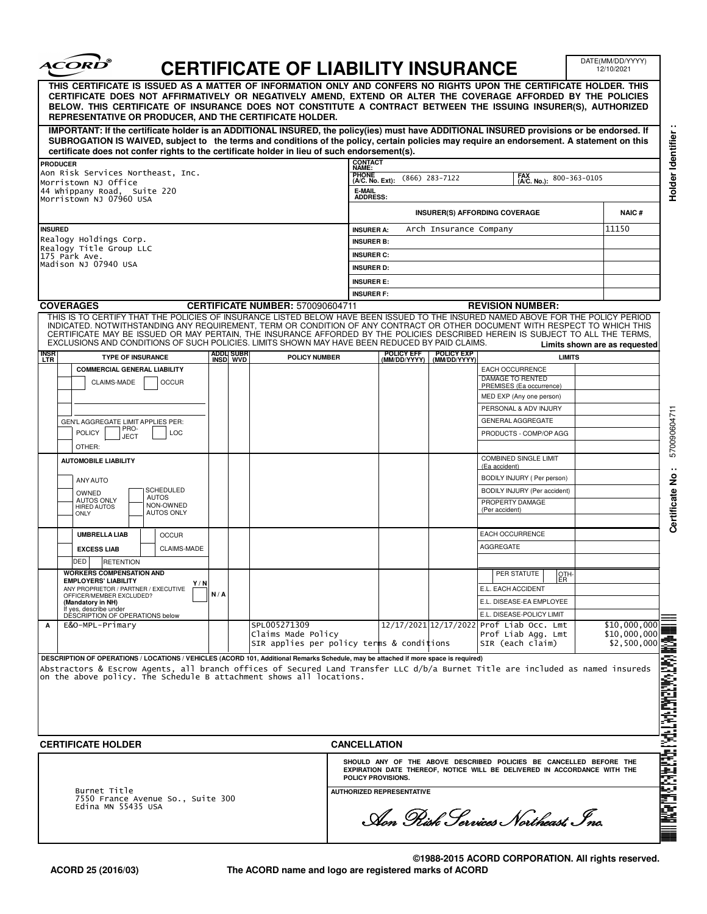# CERTIFICATE OF LIABILITY INSURANCE

DATE(MM/DD/YYYY) 12/10/2021

**THIS CERTIFICATE IS ISSUED AS A MATTER OF INFORMATION ONLY AND CONFERS NO RIGHTS UPON THE CERTIFICATE HOLDER. THIS CERTIFICATE DOES NOT AFFIRMATIVELY OR NEGATIVELY AMEND, EXTEND OR ALTER THE COVERAGE AFFORDED BY THE POLICIES BELOW. THIS CERTIFICATE OF INSURANCE DOES NOT CONSTITUTE A CONTRACT BETWEEN THE ISSUING INSURER(S), AUTHORIZED REPRESENTATIVE OR PRODUCER, AND THE CERTIFICATE HOLDER.**

**IMPORTANT: If the certificate holder is an ADDITIONAL INSURED, the policy(ies) must have ADDITIONAL INSURED provisions or be endorsed. If SUBROGATION IS WAIVED, subject to the terms and conditions of the policy, certain policies may require an endorsement. A statement on this certificate does not confer rights to the certificate holder in lieu of such endorsement(s).**

| PRODUCER | CONTACT NAME: | | |
|---|---|---|---|
| Aon Risk Services Northeast, Inc.<br>Morristown NJ Office<br>44 Whippany Road, Suite 220<br>Morristown NJ 07960 USA | PHONE (A/C. No. Ext): (866) 283-7122 | FAX (A/C. No.): 800-363-0105 | |
| | E-MAIL ADDRESS: | | |
| | **INSURER(S) AFFORDING COVERAGE** | | **NAIC #** |
| **INSURED** | **INSURER A:** Arch Insurance Company | | 11150 |
| Realogy Holdings Corp.<br>Realogy Title Group LLC<br>175 Park Ave.<br>Madison NJ 07940 USA | **INSURER B:** | | |
| | **INSURER C:** | | |
| | **INSURER D:** | | |
| | **INSURER E:** | | |
| | **INSURER F:** | | |

## COVERAGES

**CERTIFICATE NUMBER:** 570090604711 **REVISION NUMBER:**

THIS IS TO CERTIFY THAT THE POLICIES OF INSURANCE LISTED BELOW HAVE BEEN ISSUED TO THE INSURED NAMED ABOVE FOR THE POLICY PERIOD INDICATED. NOTWITHSTANDING ANY REQUIREMENT, TERM OR CONDITION OF ANY CONTRACT OR OTHER DOCUMENT WITH RESPECT TO WHICH THIS CERTIFICATE MAY BE ISSUED OR MAY PERTAIN, THE INSURANCE AFFORDED BY THE POLICIES DESCRIBED HEREIN IS SUBJECT TO ALL THE TERMS, EXCLUSIONS AND CONDITIONS OF SUCH POLICIES. LIMITS SHOWN MAY HAVE BEEN REDUCED BY PAID CLAIMS. **Limits shown are as requested**

| INSR LTR | TYPE OF INSURANCE | ADDL INSD | SUBR WVD | POLICY NUMBER | POLICY EFF (MM/DD/YYYY) | POLICY EXP (MM/DD/YYYY) | LIMITS | |
|---|---|---|---|---|---|---|---|---|
| | **COMMERCIAL GENERAL LIABILITY**<br>CLAIMS-MADE / OCCUR<br>GEN'L AGGREGATE LIMIT APPLIES PER: POLICY / PRO-JECT / LOC<br>OTHER: | | | | | | EACH OCCURRENCE | |
| | | | | | | | DAMAGE TO RENTED PREMISES (Ea occurrence) | |
| | | | | | | | MED EXP (Any one person) | |
| | | | | | | | PERSONAL & ADV INJURY | |
| | | | | | | | GENERAL AGGREGATE | |
| | | | | | | | PRODUCTS - COMP/OP AGG | |
| | **AUTOMOBILE LIABILITY**<br>ANY AUTO<br>OWNED AUTOS ONLY / SCHEDULED AUTOS<br>HIRED AUTOS ONLY / NON-OWNED AUTOS ONLY | | | | | | COMBINED SINGLE LIMIT (Ea accident) | |
| | | | | | | | BODILY INJURY (Per person) | |
| | | | | | | | BODILY INJURY (Per accident) | |
| | | | | | | | PROPERTY DAMAGE (Per accident) | |
| | **UMBRELLA LIAB** / OCCUR<br>**EXCESS LIAB** / CLAIMS-MADE<br>DED / RETENTION | | | | | | EACH OCCURRENCE | |
| | | | | | | | AGGREGATE | |
| | **WORKERS COMPENSATION AND EMPLOYERS' LIABILITY** Y / N<br>ANY PROPRIETOR / PARTNER / EXECUTIVE OFFICER/MEMBER EXCLUDED? **(Mandatory in NH)**<br>If yes, describe under DESCRIPTION OF OPERATIONS below | N / A | | | | | PER STATUTE / OTH-ER | |
| | | | | | | | E.L. EACH ACCIDENT | |
| | | | | | | | E.L. DISEASE-EA EMPLOYEE | |
| | | | | | | | E.L. DISEASE-POLICY LIMIT | |
| A | E&O-MPL-Primary | | | SPL005271309<br>Claims Made Policy<br>SIR applies per policy terms & conditions | 12/17/2021 | 12/17/2022 | Prof Liab Occ. Lmt<br>Prof Liab Agg. Lmt<br>SIR (each claim) | $10,000,000<br>$10,000,000<br>$2,500,000 |

**DESCRIPTION OF OPERATIONS / LOCATIONS / VEHICLES (ACORD 101, Additional Remarks Schedule, may be attached if more space is required)**

Abstractors & Escrow Agents, all branch offices of Secured Land Transfer LLC d/b/a Burnet Title are included as named insureds on the above policy. The Schedule B attachment shows all locations.

| CERTIFICATE HOLDER | CANCELLATION |
|---|---|
| Burnet Title<br>7550 France Avenue So., Suite 300<br>Edina MN 55435 USA | **SHOULD ANY OF THE ABOVE DESCRIBED POLICIES BE CANCELLED BEFORE THE EXPIRATION DATE THEREOF, NOTICE WILL BE DELIVERED IN ACCORDANCE WITH THE POLICY PROVISIONS.**<br><br>**AUTHORIZED REPRESENTATIVE**<br>*Aon Risk Services Northeast, Inc.* |

Holder Identifier :

Certificate No : 570090604711

ACORD 25 (2016/03) ©1988-2015 ACORD CORPORATION. All rights reserved.
The ACORD name and logo are registered marks of ACORD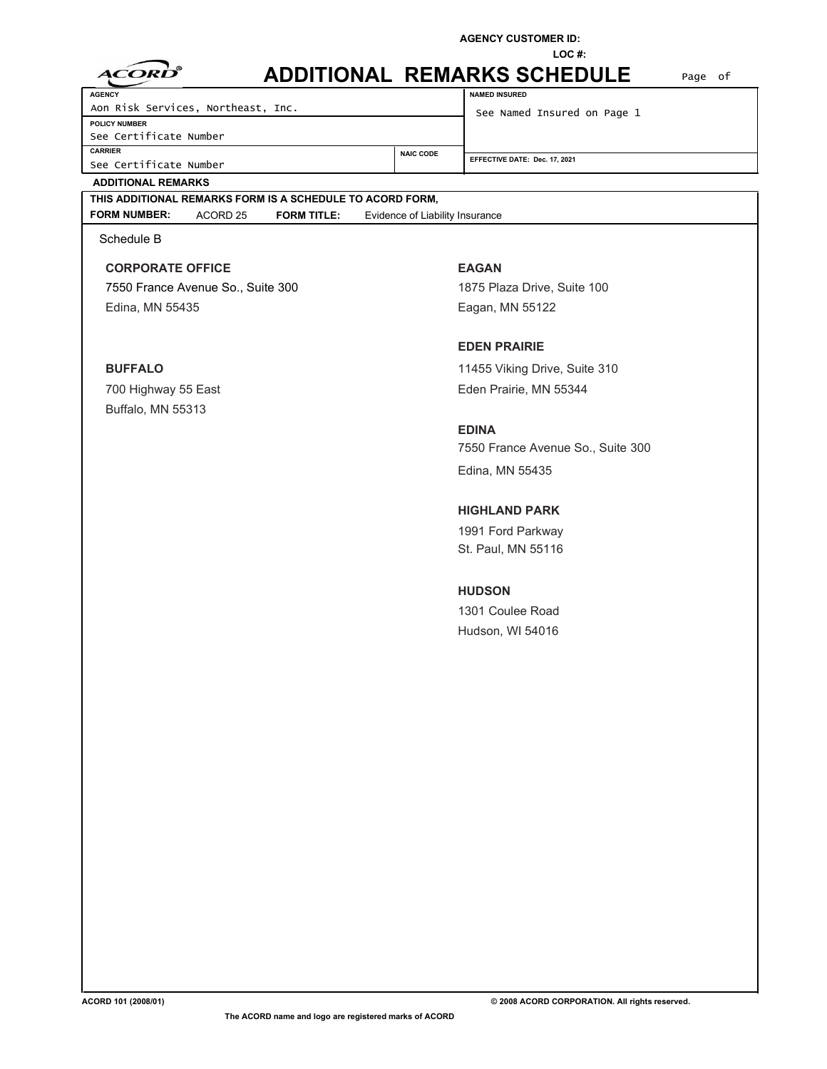AGENCY CUSTOMER ID:

LOC #:

# ADDITIONAL REMARKS SCHEDULE

Page of

| AGENCY | | NAMED INSURED |
|---|---|---|
| Aon Risk Services, Northeast, Inc. | | See Named Insured on Page 1 |
| POLICY NUMBER | | |
| See Certificate Number | | |
| CARRIER | NAIC CODE | EFFECTIVE DATE: Dec. 17, 2021 |
| See Certificate Number | | |

**ADDITIONAL REMARKS**

**THIS ADDITIONAL REMARKS FORM IS A SCHEDULE TO ACORD FORM,**

**FORM NUMBER:** ACORD 25 **FORM TITLE:** Evidence of Liability Insurance

Schedule B

**CORPORATE OFFICE**
7550 France Avenue So., Suite 300
Edina, MN 55435

**BUFFALO**
700 Highway 55 East
Buffalo, MN 55313

**EAGAN**
1875 Plaza Drive, Suite 100
Eagan, MN 55122

**EDEN PRAIRIE**
11455 Viking Drive, Suite 310
Eden Prairie, MN 55344

**EDINA**
7550 France Avenue So., Suite 300
Edina, MN 55435

**HIGHLAND PARK**
1991 Ford Parkway
St. Paul, MN 55116

**HUDSON**
1301 Coulee Road
Hudson, WI 54016

ACORD 101 (2008/01)

© 2008 ACORD CORPORATION. All rights reserved.

The ACORD name and logo are registered marks of ACORD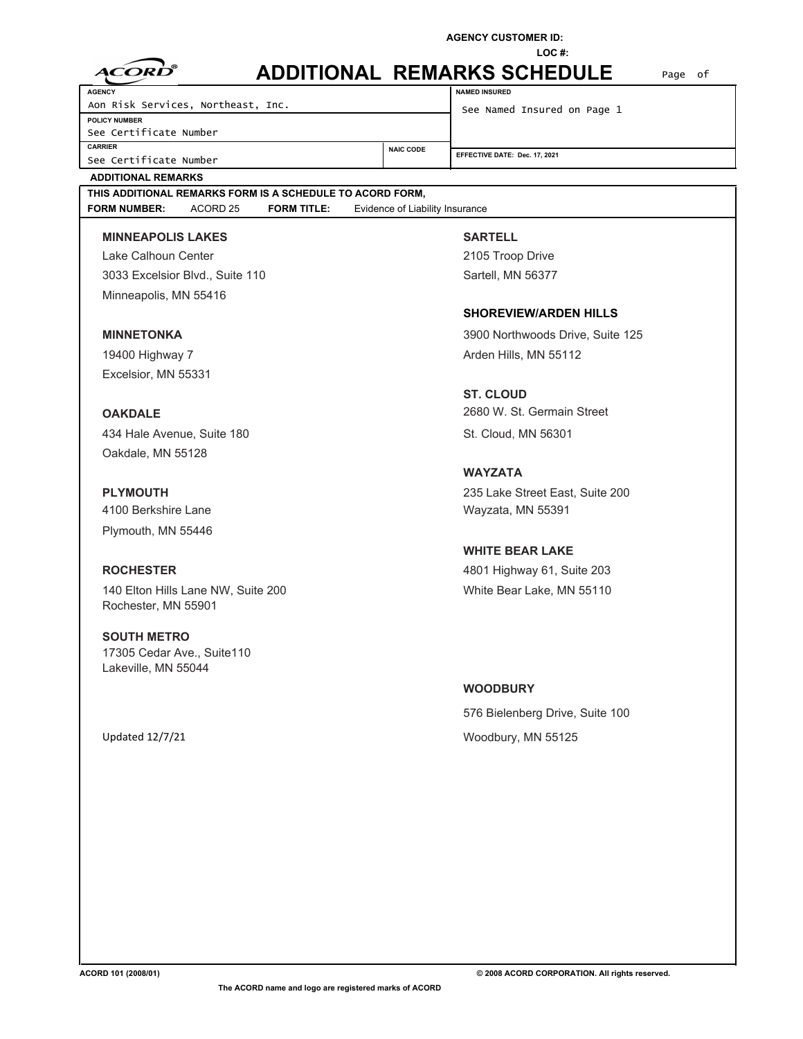AGENCY CUSTOMER ID:

LOC #:

# ADDITIONAL REMARKS SCHEDULE

Page of

| AGENCY | | NAMED INSURED |
| --- | --- | --- |
| Aon Risk Services, Northeast, Inc. | | See Named Insured on Page 1 |
| POLICY NUMBER | | |
| See Certificate Number | | |
| CARRIER | NAIC CODE | EFFECTIVE DATE: Dec. 17, 2021 |
| See Certificate Number | | |

**ADDITIONAL REMARKS**

**THIS ADDITIONAL REMARKS FORM IS A SCHEDULE TO ACORD FORM,**

**FORM NUMBER:** ACORD 25 **FORM TITLE:** Evidence of Liability Insurance

**MINNEAPOLIS LAKES**
Lake Calhoun Center
3033 Excelsior Blvd., Suite 110
Minneapolis, MN 55416

**MINNETONKA**
19400 Highway 7
Excelsior, MN 55331

**OAKDALE**
434 Hale Avenue, Suite 180
Oakdale, MN 55128

**PLYMOUTH**
4100 Berkshire Lane
Plymouth, MN 55446

**ROCHESTER**
140 Elton Hills Lane NW, Suite 200
Rochester, MN 55901

**SOUTH METRO**
17305 Cedar Ave., Suite110
Lakeville, MN 55044

Updated 12/7/21

**SARTELL**
2105 Troop Drive
Sartell, MN 56377

**SHOREVIEW/ARDEN HILLS**
3900 Northwoods Drive, Suite 125
Arden Hills, MN 55112

**ST. CLOUD**
2680 W. St. Germain Street
St. Cloud, MN 56301

**WAYZATA**
235 Lake Street East, Suite 200
Wayzata, MN 55391

**WHITE BEAR LAKE**
4801 Highway 61, Suite 203
White Bear Lake, MN 55110

**WOODBURY**
576 Bielenberg Drive, Suite 100
Woodbury, MN 55125

ACORD 101 (2008/01) © 2008 ACORD CORPORATION. All rights reserved.

The ACORD name and logo are registered marks of ACORD